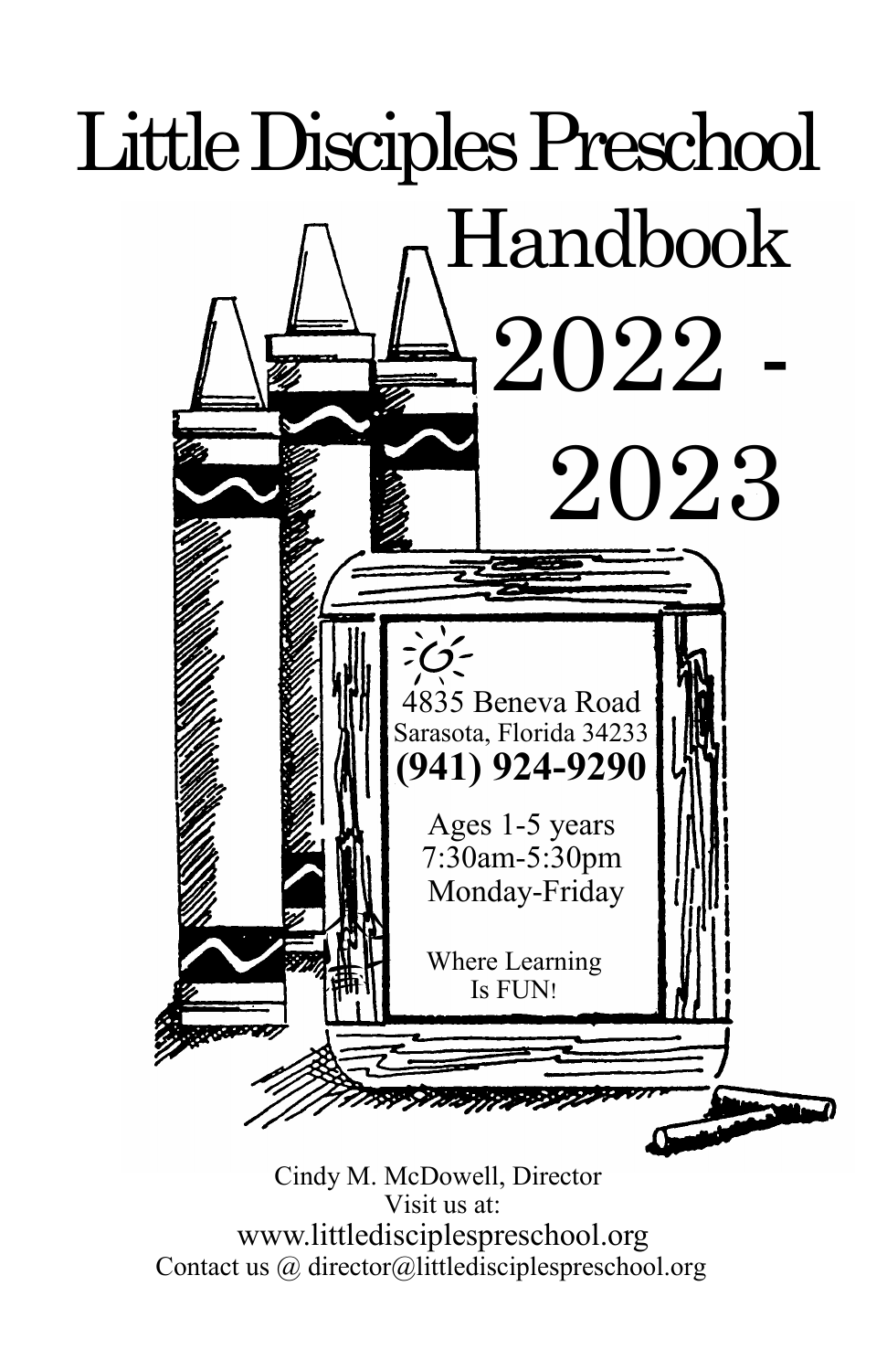# Little Disciples Preschool

## Handbook

## 2022 - 2023

4835 Beneva Road
Sarasota, Florida 34233
**(941) 924-9290**

Ages 1-5 years
7:30am-5:30pm
Monday-Friday

Where Learning
Is FUN!

Cindy M. McDowell, Director
Visit us at:
www.littledisciplespreschool.org
Contact us @ director@littledisciplespreschool.org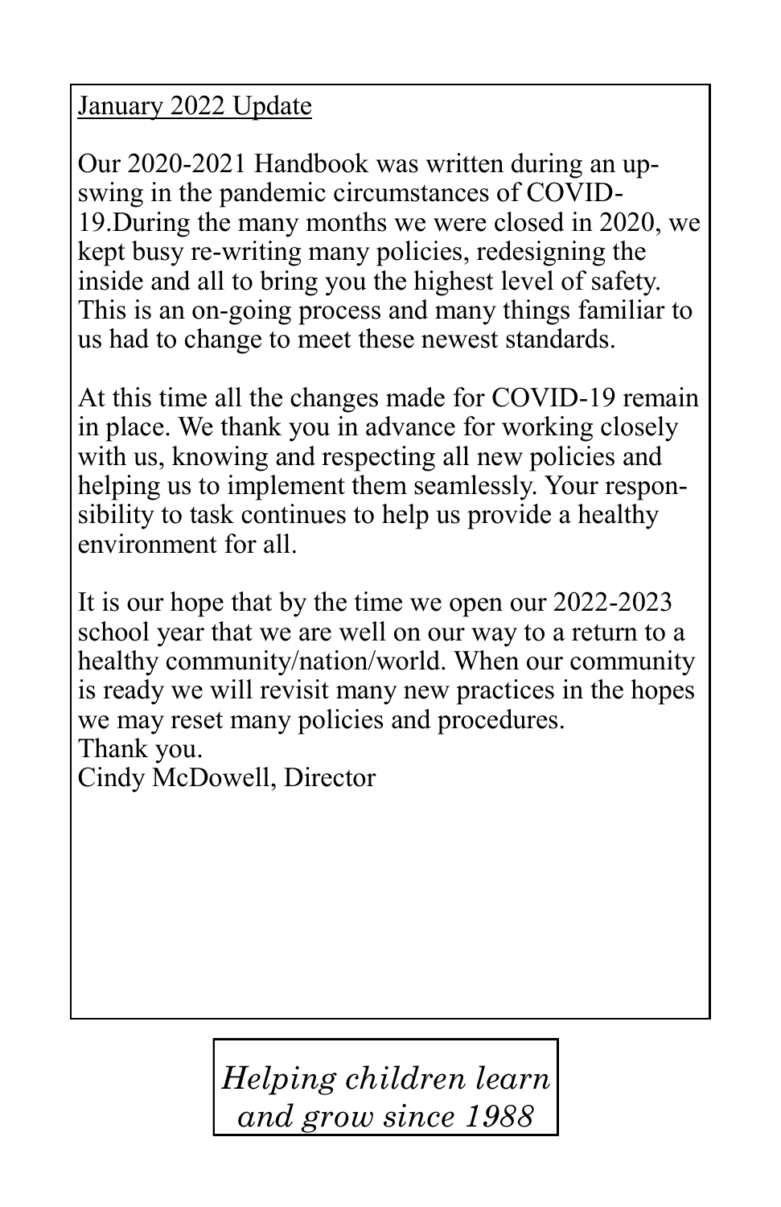<u>January 2022 Update</u>

Our 2020-2021 Handbook was written during an upswing in the pandemic circumstances of COVID-19.During the many months we were closed in 2020, we kept busy re-writing many policies, redesigning the inside and all to bring you the highest level of safety. This is an on-going process and many things familiar to us had to change to meet these newest standards.

At this time all the changes made for COVID-19 remain in place. We thank you in advance for working closely with us, knowing and respecting all new policies and helping us to implement them seamlessly. Your responsibility to task continues to help us provide a healthy environment for all.

It is our hope that by the time we open our 2022-2023 school year that we are well on our way to a return to a healthy community/nation/world. When our community is ready we will revisit many new practices in the hopes we may reset many policies and procedures.

Thank you.

Cindy McDowell, Director

*Helping children learn and grow since 1988*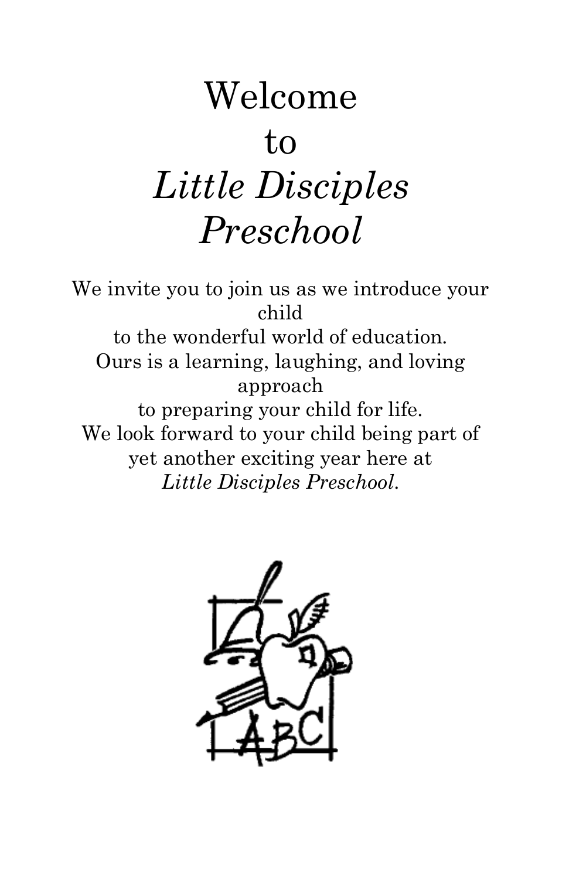# Welcome to *Little Disciples Preschool*

We invite you to join us as we introduce your child
to the wonderful world of education.
Ours is a learning, laughing, and loving approach
to preparing your child for life.
We look forward to your child being part of
yet another exciting year here at
*Little Disciples Preschool*.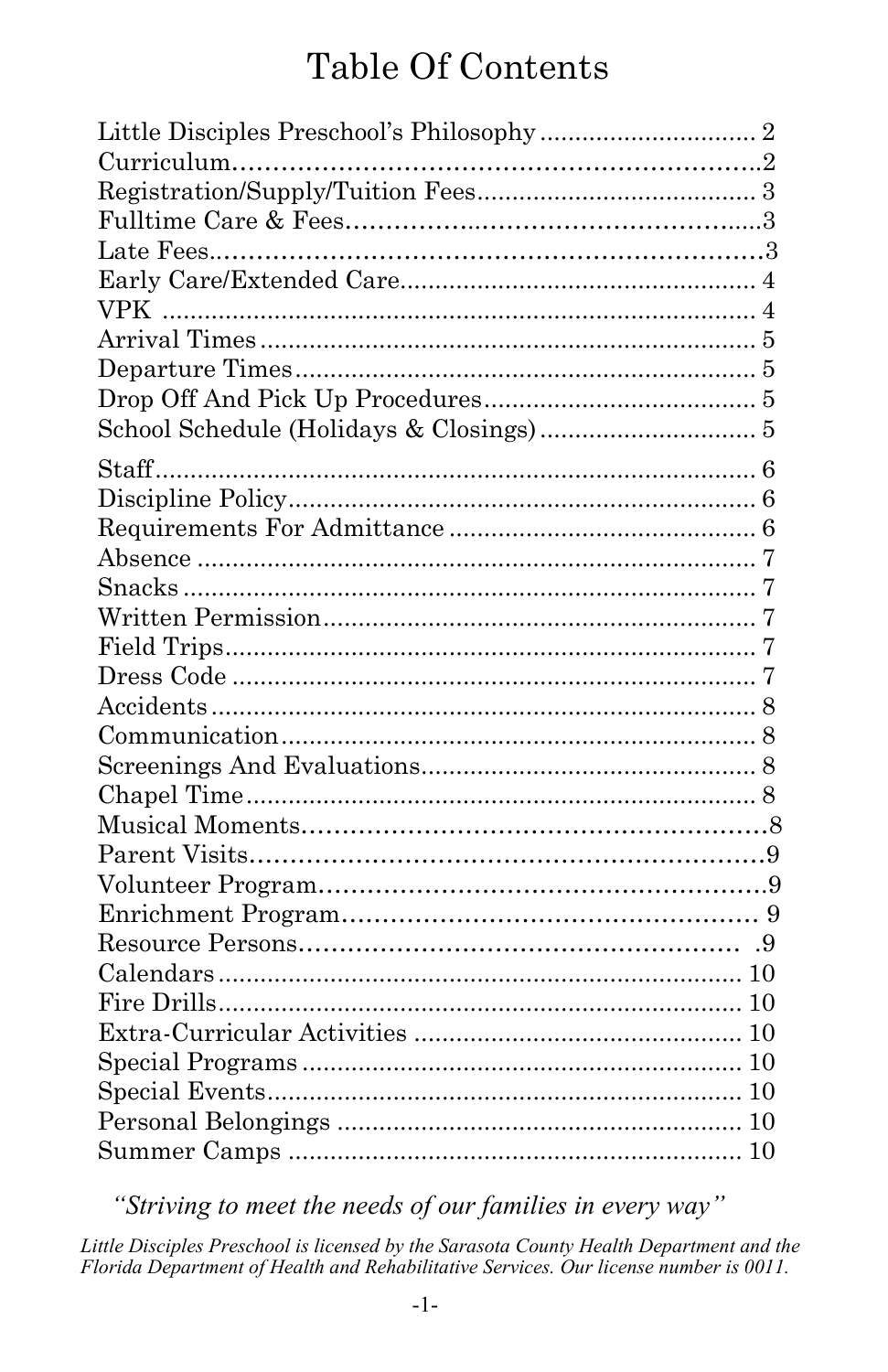# Table Of Contents

| Section | Page |
| --- | --- |
| Little Disciples Preschool's Philosophy | 2 |
| Curriculum | 2 |
| Registration/Supply/Tuition Fees | 3 |
| Fulltime Care & Fees | 3 |
| Late Fees | 3 |
| Early Care/Extended Care | 4 |
| VPK | 4 |
| Arrival Times | 5 |
| Departure Times | 5 |
| Drop Off And Pick Up Procedures | 5 |
| School Schedule (Holidays & Closings) | 5 |
| Staff | 6 |
| Discipline Policy | 6 |
| Requirements For Admittance | 6 |
| Absence | 7 |
| Snacks | 7 |
| Written Permission | 7 |
| Field Trips | 7 |
| Dress Code | 7 |
| Accidents | 8 |
| Communication | 8 |
| Screenings And Evaluations | 8 |
| Chapel Time | 8 |
| Musical Moments | 8 |
| Parent Visits | 9 |
| Volunteer Program | 9 |
| Enrichment Program | 9 |
| Resource Persons | 9 |
| Calendars | 10 |
| Fire Drills | 10 |
| Extra-Curricular Activities | 10 |
| Special Programs | 10 |
| Special Events | 10 |
| Personal Belongings | 10 |
| Summer Camps | 10 |

*"Striving to meet the needs of our families in every way"*

*Little Disciples Preschool is licensed by the Sarasota County Health Department and the Florida Department of Health and Rehabilitative Services. Our license number is 0011.*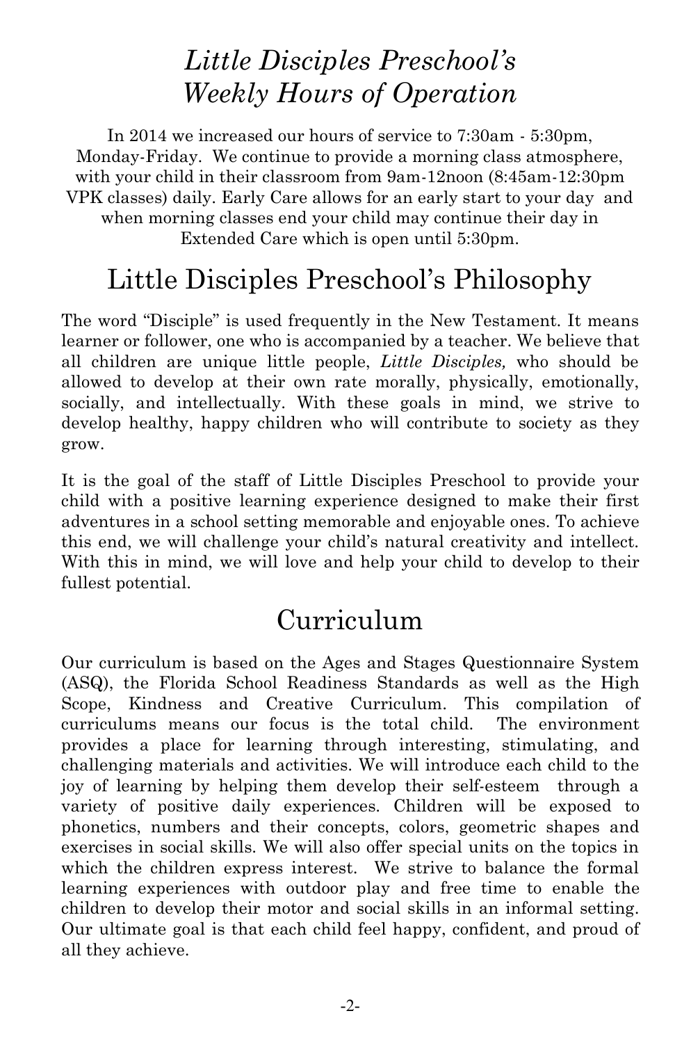# *Little Disciples Preschool's Weekly Hours of Operation*

In 2014 we increased our hours of service to 7:30am - 5:30pm, Monday-Friday. We continue to provide a morning class atmosphere, with your child in their classroom from 9am-12noon (8:45am-12:30pm VPK classes) daily. Early Care allows for an early start to your day and when morning classes end your child may continue their day in Extended Care which is open until 5:30pm.

# Little Disciples Preschool's Philosophy

The word "Disciple" is used frequently in the New Testament. It means learner or follower, one who is accompanied by a teacher. We believe that all children are unique little people, *Little Disciples,* who should be allowed to develop at their own rate morally, physically, emotionally, socially, and intellectually. With these goals in mind, we strive to develop healthy, happy children who will contribute to society as they grow.

It is the goal of the staff of Little Disciples Preschool to provide your child with a positive learning experience designed to make their first adventures in a school setting memorable and enjoyable ones. To achieve this end, we will challenge your child's natural creativity and intellect. With this in mind, we will love and help your child to develop to their fullest potential.

# Curriculum

Our curriculum is based on the Ages and Stages Questionnaire System (ASQ), the Florida School Readiness Standards as well as the High Scope, Kindness and Creative Curriculum. This compilation of curriculums means our focus is the total child. The environment provides a place for learning through interesting, stimulating, and challenging materials and activities. We will introduce each child to the joy of learning by helping them develop their self-esteem through a variety of positive daily experiences. Children will be exposed to phonetics, numbers and their concepts, colors, geometric shapes and exercises in social skills. We will also offer special units on the topics in which the children express interest. We strive to balance the formal learning experiences with outdoor play and free time to enable the children to develop their motor and social skills in an informal setting. Our ultimate goal is that each child feel happy, confident, and proud of all they achieve.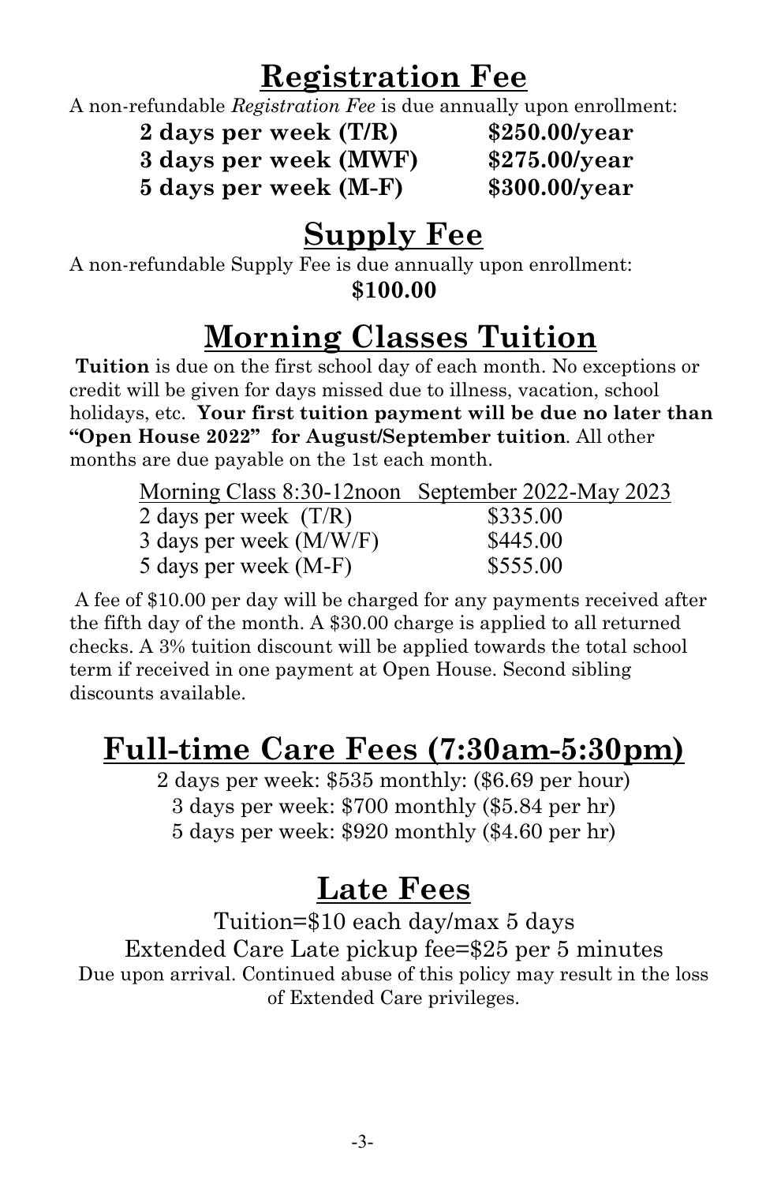## Registration Fee

A non-refundable *Registration Fee* is due annually upon enrollment:

| | |
|---|---|
| **2 days per week (T/R)** | **$250.00/year** |
| **3 days per week (MWF)** | **$275.00/year** |
| **5 days per week (M-F)** | **$300.00/year** |

## Supply Fee

A non-refundable Supply Fee is due annually upon enrollment:

**$100.00**

## Morning Classes Tuition

**Tuition** is due on the first school day of each month. No exceptions or credit will be given for days missed due to illness, vacation, school holidays, etc. **Your first tuition payment will be due no later than "Open House 2022" for August/September tuition**. All other months are due payable on the 1st each month.

| Morning Class 8:30-12noon | September 2022-May 2023 |
|---|---|
| 2 days per week (T/R) | $335.00 |
| 3 days per week (M/W/F) | $445.00 |
| 5 days per week (M-F) | $555.00 |

A fee of $10.00 per day will be charged for any payments received after the fifth day of the month. A $30.00 charge is applied to all returned checks. A 3% tuition discount will be applied towards the total school term if received in one payment at Open House. Second sibling discounts available.

## Full-time Care Fees (7:30am-5:30pm)

2 days per week: $535 monthly: ($6.69 per hour)

3 days per week: $700 monthly ($5.84 per hr)

5 days per week: $920 monthly ($4.60 per hr)

## Late Fees

Tuition=$10 each day/max 5 days

Extended Care Late pickup fee=$25 per 5 minutes

Due upon arrival. Continued abuse of this policy may result in the loss of Extended Care privileges.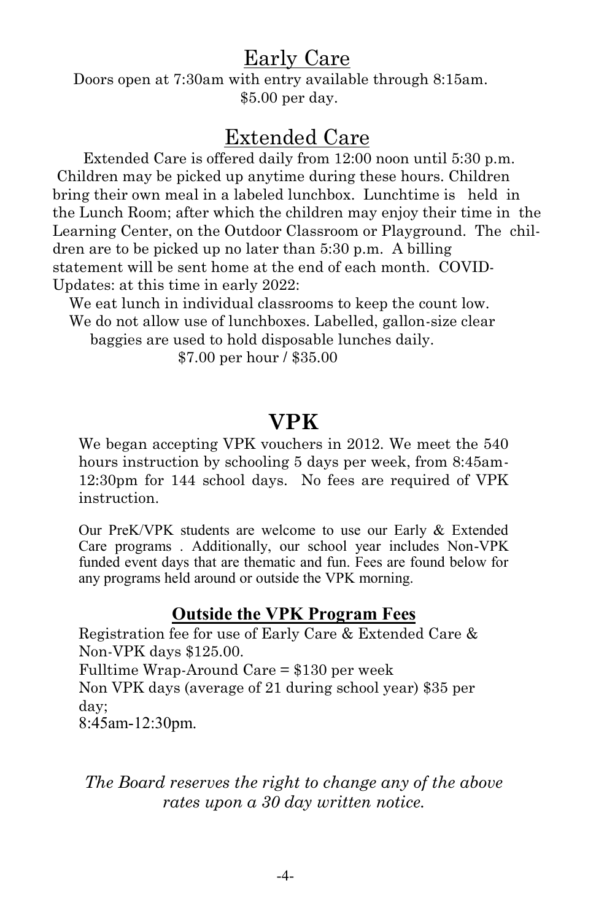## Early Care

Doors open at 7:30am with entry available through 8:15am.
$5.00 per day.

## Extended Care

Extended Care is offered daily from 12:00 noon until 5:30 p.m. Children may be picked up anytime during these hours. Children bring their own meal in a labeled lunchbox. Lunchtime is held in the Lunch Room; after which the children may enjoy their time in the Learning Center, on the Outdoor Classroom or Playground. The children are to be picked up no later than 5:30 p.m. A billing statement will be sent home at the end of each month. COVID-Updates: at this time in early 2022:

We eat lunch in individual classrooms to keep the count low.
We do not allow use of lunchboxes. Labelled, gallon-size clear baggies are used to hold disposable lunches daily.

$7.00 per hour / $35.00

# VPK

We began accepting VPK vouchers in 2012. We meet the 540 hours instruction by schooling 5 days per week, from 8:45am-12:30pm for 144 school days. No fees are required of VPK instruction.

Our PreK/VPK students are welcome to use our Early & Extended Care programs . Additionally, our school year includes Non-VPK funded event days that are thematic and fun. Fees are found below for any programs held around or outside the VPK morning.

### Outside the VPK Program Fees

Registration fee for use of Early Care & Extended Care & Non-VPK days $125.00.
Fulltime Wrap-Around Care = $130 per week
Non VPK days (average of 21 during school year) $35 per day;
8:45am-12:30pm.

*The Board reserves the right to change any of the above rates upon a 30 day written notice.*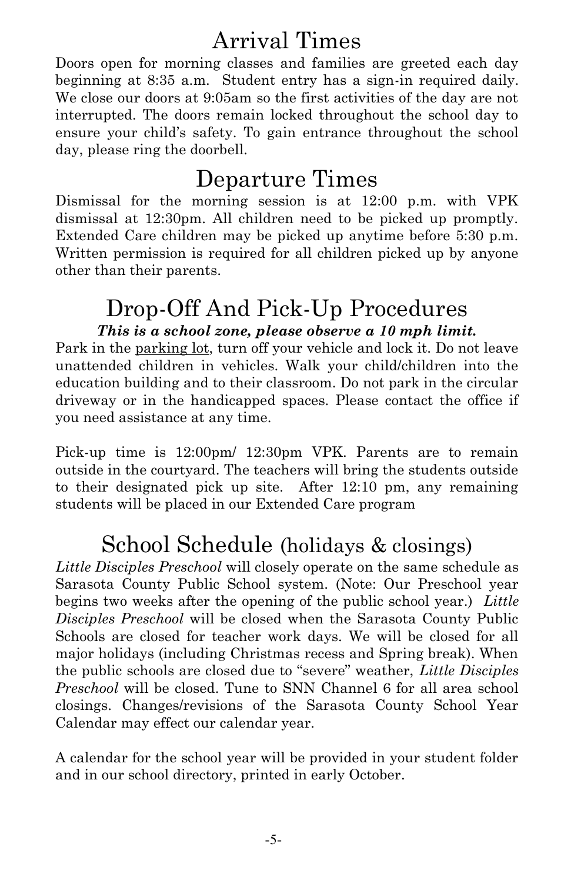# Arrival Times

Doors open for morning classes and families are greeted each day beginning at 8:35 a.m. Student entry has a sign-in required daily. We close our doors at 9:05am so the first activities of the day are not interrupted. The doors remain locked throughout the school day to ensure your child's safety. To gain entrance throughout the school day, please ring the doorbell.

# Departure Times

Dismissal for the morning session is at 12:00 p.m. with VPK dismissal at 12:30pm. All children need to be picked up promptly. Extended Care children may be picked up anytime before 5:30 p.m. Written permission is required for all children picked up by anyone other than their parents.

# Drop-Off And Pick-Up Procedures

***This is a school zone, please observe a 10 mph limit.***

Park in the parking lot, turn off your vehicle and lock it. Do not leave unattended children in vehicles. Walk your child/children into the education building and to their classroom. Do not park in the circular driveway or in the handicapped spaces. Please contact the office if you need assistance at any time.

Pick-up time is 12:00pm/ 12:30pm VPK. Parents are to remain outside in the courtyard. The teachers will bring the students outside to their designated pick up site. After 12:10 pm, any remaining students will be placed in our Extended Care program

# School Schedule (holidays & closings)

*Little Disciples Preschool* will closely operate on the same schedule as Sarasota County Public School system. (Note: Our Preschool year begins two weeks after the opening of the public school year.) *Little Disciples Preschool* will be closed when the Sarasota County Public Schools are closed for teacher work days. We will be closed for all major holidays (including Christmas recess and Spring break). When the public schools are closed due to "severe" weather, *Little Disciples Preschool* will be closed. Tune to SNN Channel 6 for all area school closings. Changes/revisions of the Sarasota County School Year Calendar may effect our calendar year.

A calendar for the school year will be provided in your student folder and in our school directory, printed in early October.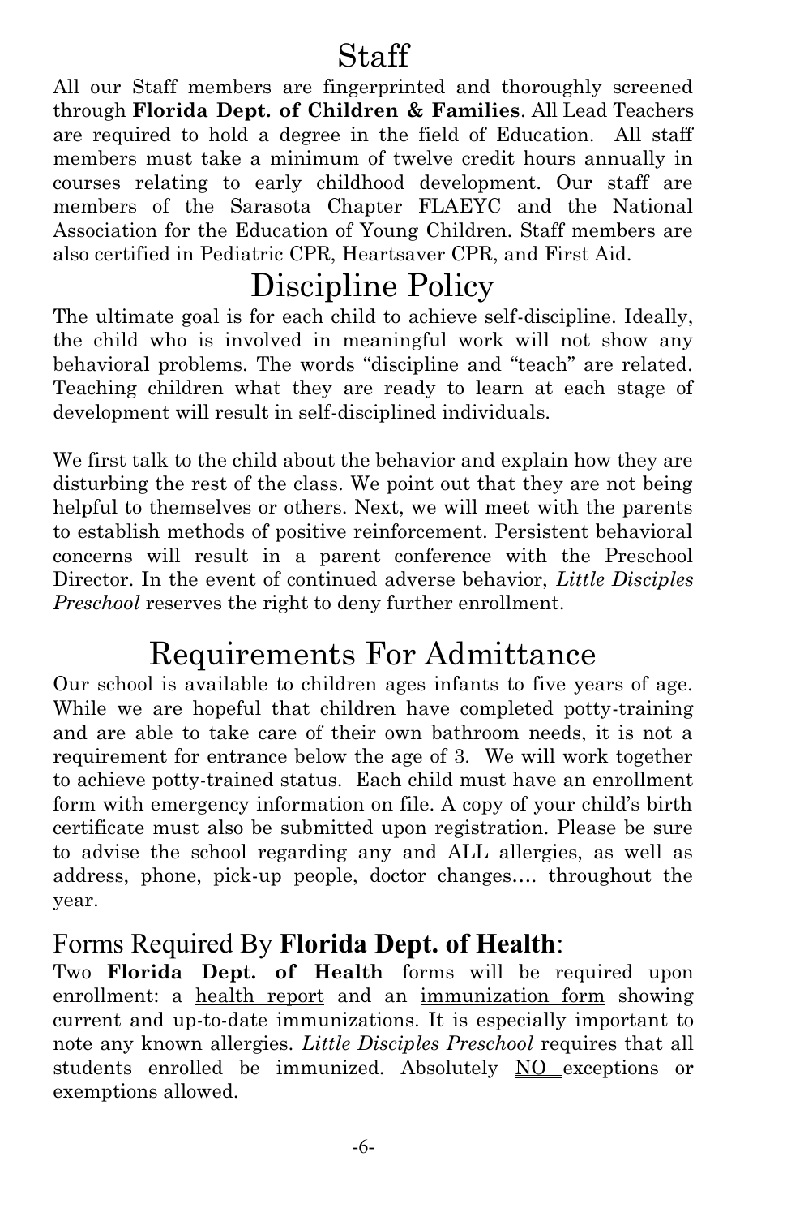# Staff

All our Staff members are fingerprinted and thoroughly screened through **Florida Dept. of Children & Families**. All Lead Teachers are required to hold a degree in the field of Education. All staff members must take a minimum of twelve credit hours annually in courses relating to early childhood development. Our staff are members of the Sarasota Chapter FLAEYC and the National Association for the Education of Young Children. Staff members are also certified in Pediatric CPR, Heartsaver CPR, and First Aid.

# Discipline Policy

The ultimate goal is for each child to achieve self-discipline. Ideally, the child who is involved in meaningful work will not show any behavioral problems. The words "discipline and "teach" are related. Teaching children what they are ready to learn at each stage of development will result in self-disciplined individuals.

We first talk to the child about the behavior and explain how they are disturbing the rest of the class. We point out that they are not being helpful to themselves or others. Next, we will meet with the parents to establish methods of positive reinforcement. Persistent behavioral concerns will result in a parent conference with the Preschool Director. In the event of continued adverse behavior, *Little Disciples Preschool* reserves the right to deny further enrollment.

# Requirements For Admittance

Our school is available to children ages infants to five years of age. While we are hopeful that children have completed potty-training and are able to take care of their own bathroom needs, it is not a requirement for entrance below the age of 3. We will work together to achieve potty-trained status. Each child must have an enrollment form with emergency information on file. A copy of your child's birth certificate must also be submitted upon registration. Please be sure to advise the school regarding any and ALL allergies, as well as address, phone, pick-up people, doctor changes…. throughout the year.

## Forms Required By **Florida Dept. of Health**:

Two **Florida Dept. of Health** forms will be required upon enrollment: a <u>health report</u> and an <u>immunization form</u> showing current and up-to-date immunizations. It is especially important to note any known allergies. *Little Disciples Preschool* requires that all students enrolled be immunized. Absolutely <u>NO</u> exceptions or exemptions allowed.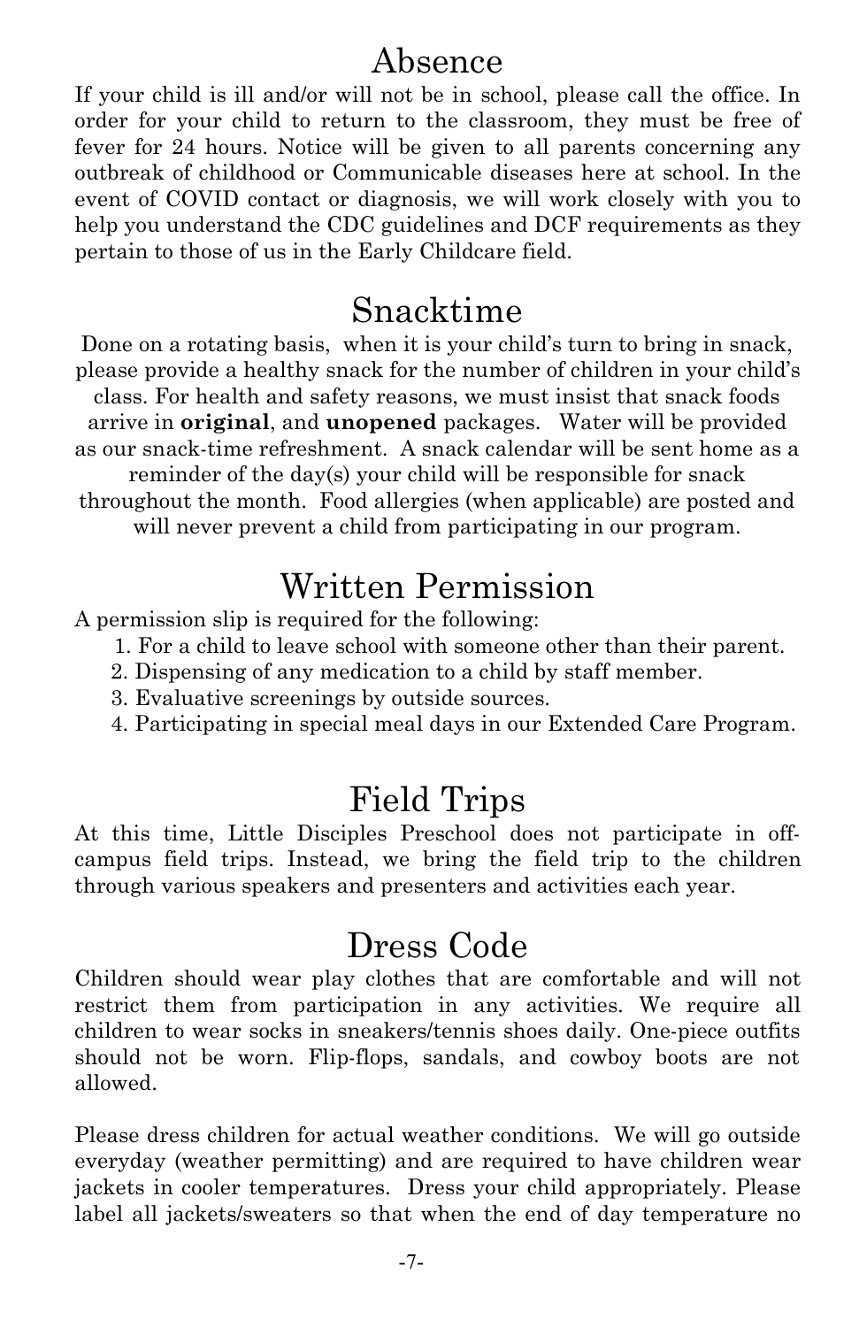# Absence

If your child is ill and/or will not be in school, please call the office. In order for your child to return to the classroom, they must be free of fever for 24 hours. Notice will be given to all parents concerning any outbreak of childhood or Communicable diseases here at school. In the event of COVID contact or diagnosis, we will work closely with you to help you understand the CDC guidelines and DCF requirements as they pertain to those of us in the Early Childcare field.

# Snacktime

Done on a rotating basis, when it is your child's turn to bring in snack, please provide a healthy snack for the number of children in your child's class. For health and safety reasons, we must insist that snack foods arrive in **original**, and **unopened** packages. Water will be provided as our snack-time refreshment. A snack calendar will be sent home as a reminder of the day(s) your child will be responsible for snack throughout the month. Food allergies (when applicable) are posted and will never prevent a child from participating in our program.

# Written Permission

A permission slip is required for the following:

1. For a child to leave school with someone other than their parent.
2. Dispensing of any medication to a child by staff member.
3. Evaluative screenings by outside sources.
4. Participating in special meal days in our Extended Care Program.

# Field Trips

At this time, Little Disciples Preschool does not participate in off-campus field trips. Instead, we bring the field trip to the children through various speakers and presenters and activities each year.

# Dress Code

Children should wear play clothes that are comfortable and will not restrict them from participation in any activities. We require all children to wear socks in sneakers/tennis shoes daily. One-piece outfits should not be worn. Flip-flops, sandals, and cowboy boots are not allowed.

Please dress children for actual weather conditions. We will go outside everyday (weather permitting) and are required to have children wear jackets in cooler temperatures. Dress your child appropriately. Please label all jackets/sweaters so that when the end of day temperature no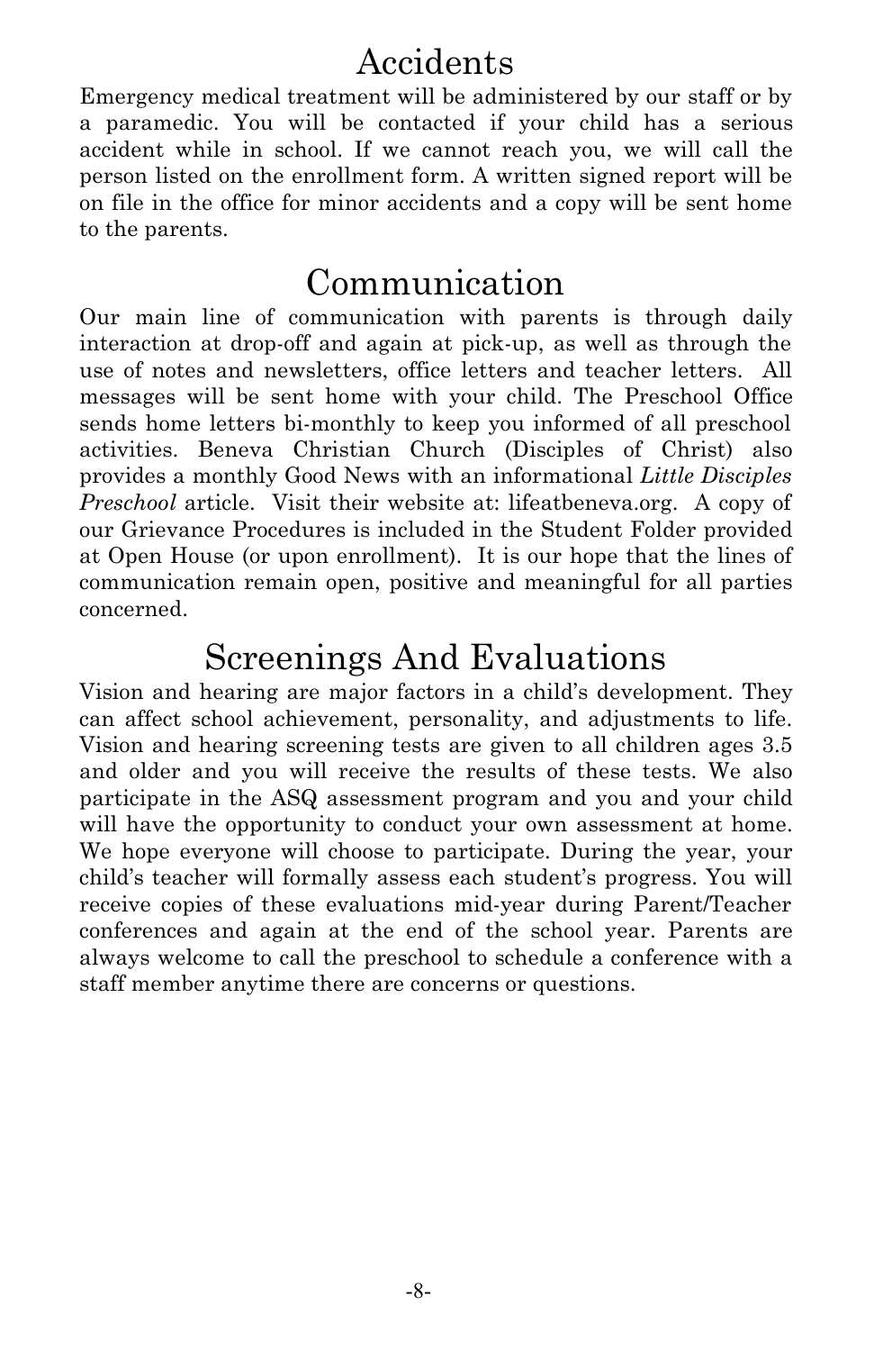# Accidents

Emergency medical treatment will be administered by our staff or by a paramedic. You will be contacted if your child has a serious accident while in school. If we cannot reach you, we will call the person listed on the enrollment form. A written signed report will be on file in the office for minor accidents and a copy will be sent home to the parents.

# Communication

Our main line of communication with parents is through daily interaction at drop-off and again at pick-up, as well as through the use of notes and newsletters, office letters and teacher letters. All messages will be sent home with your child. The Preschool Office sends home letters bi-monthly to keep you informed of all preschool activities. Beneva Christian Church (Disciples of Christ) also provides a monthly Good News with an informational *Little Disciples Preschool* article. Visit their website at: lifeatbeneva.org. A copy of our Grievance Procedures is included in the Student Folder provided at Open House (or upon enrollment). It is our hope that the lines of communication remain open, positive and meaningful for all parties concerned.

# Screenings And Evaluations

Vision and hearing are major factors in a child's development. They can affect school achievement, personality, and adjustments to life. Vision and hearing screening tests are given to all children ages 3.5 and older and you will receive the results of these tests. We also participate in the ASQ assessment program and you and your child will have the opportunity to conduct your own assessment at home. We hope everyone will choose to participate. During the year, your child's teacher will formally assess each student's progress. You will receive copies of these evaluations mid-year during Parent/Teacher conferences and again at the end of the school year. Parents are always welcome to call the preschool to schedule a conference with a staff member anytime there are concerns or questions.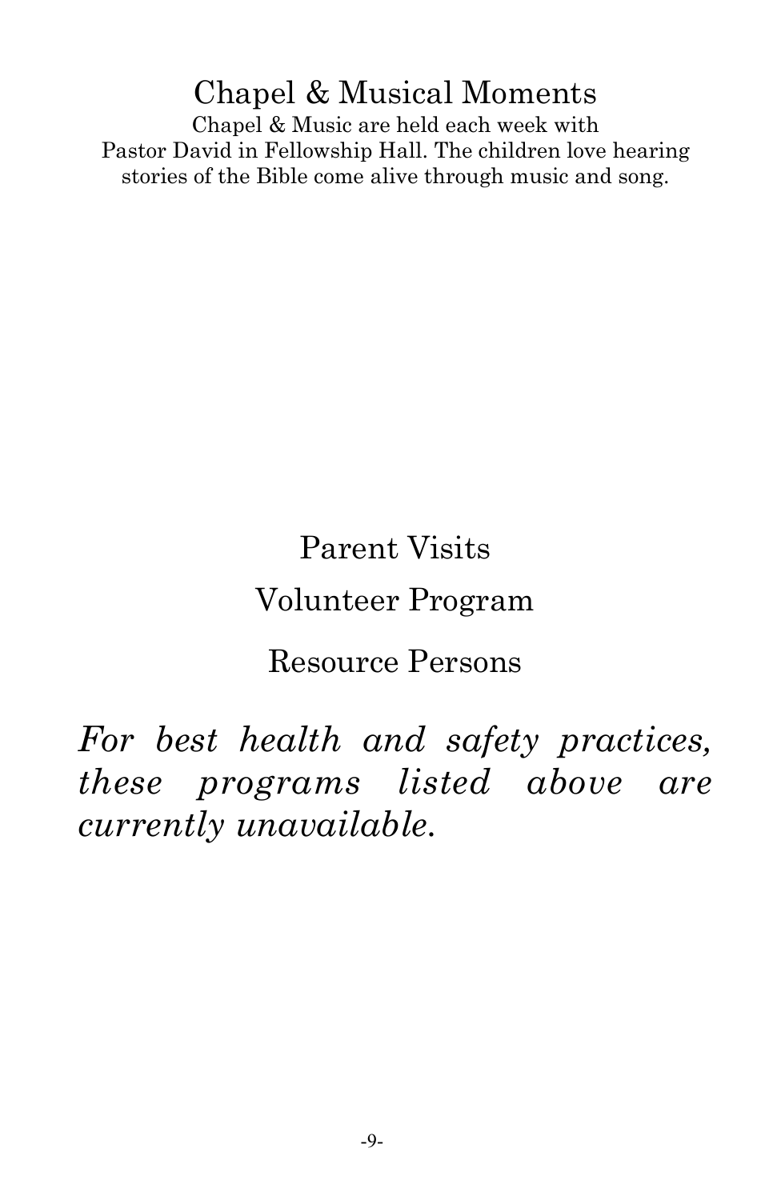## Chapel & Musical Moments

Chapel & Music are held each week with Pastor David in Fellowship Hall. The children love hearing stories of the Bible come alive through music and song.

## Parent Visits

## Volunteer Program

## Resource Persons

*For best health and safety practices, these programs listed above are currently unavailable.*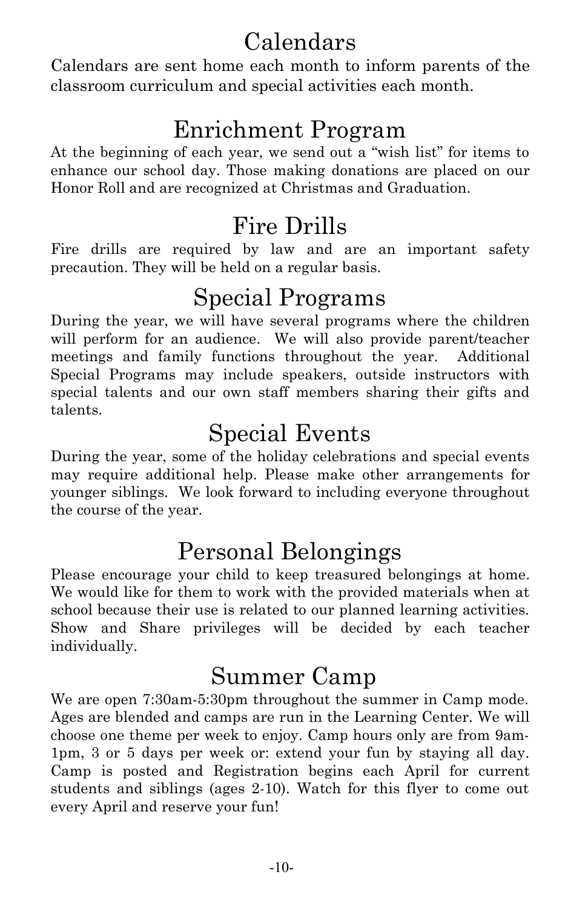# Calendars

Calendars are sent home each month to inform parents of the classroom curriculum and special activities each month.

# Enrichment Program

At the beginning of each year, we send out a "wish list" for items to enhance our school day. Those making donations are placed on our Honor Roll and are recognized at Christmas and Graduation.

# Fire Drills

Fire drills are required by law and are an important safety precaution. They will be held on a regular basis.

# Special Programs

During the year, we will have several programs where the children will perform for an audience. We will also provide parent/teacher meetings and family functions throughout the year. Additional Special Programs may include speakers, outside instructors with special talents and our own staff members sharing their gifts and talents.

# Special Events

During the year, some of the holiday celebrations and special events may require additional help. Please make other arrangements for younger siblings. We look forward to including everyone throughout the course of the year.

# Personal Belongings

Please encourage your child to keep treasured belongings at home. We would like for them to work with the provided materials when at school because their use is related to our planned learning activities. Show and Share privileges will be decided by each teacher individually.

# Summer Camp

We are open 7:30am-5:30pm throughout the summer in Camp mode. Ages are blended and camps are run in the Learning Center. We will choose one theme per week to enjoy. Camp hours only are from 9am-1pm, 3 or 5 days per week or: extend your fun by staying all day. Camp is posted and Registration begins each April for current students and siblings (ages 2-10). Watch for this flyer to come out every April and reserve your fun!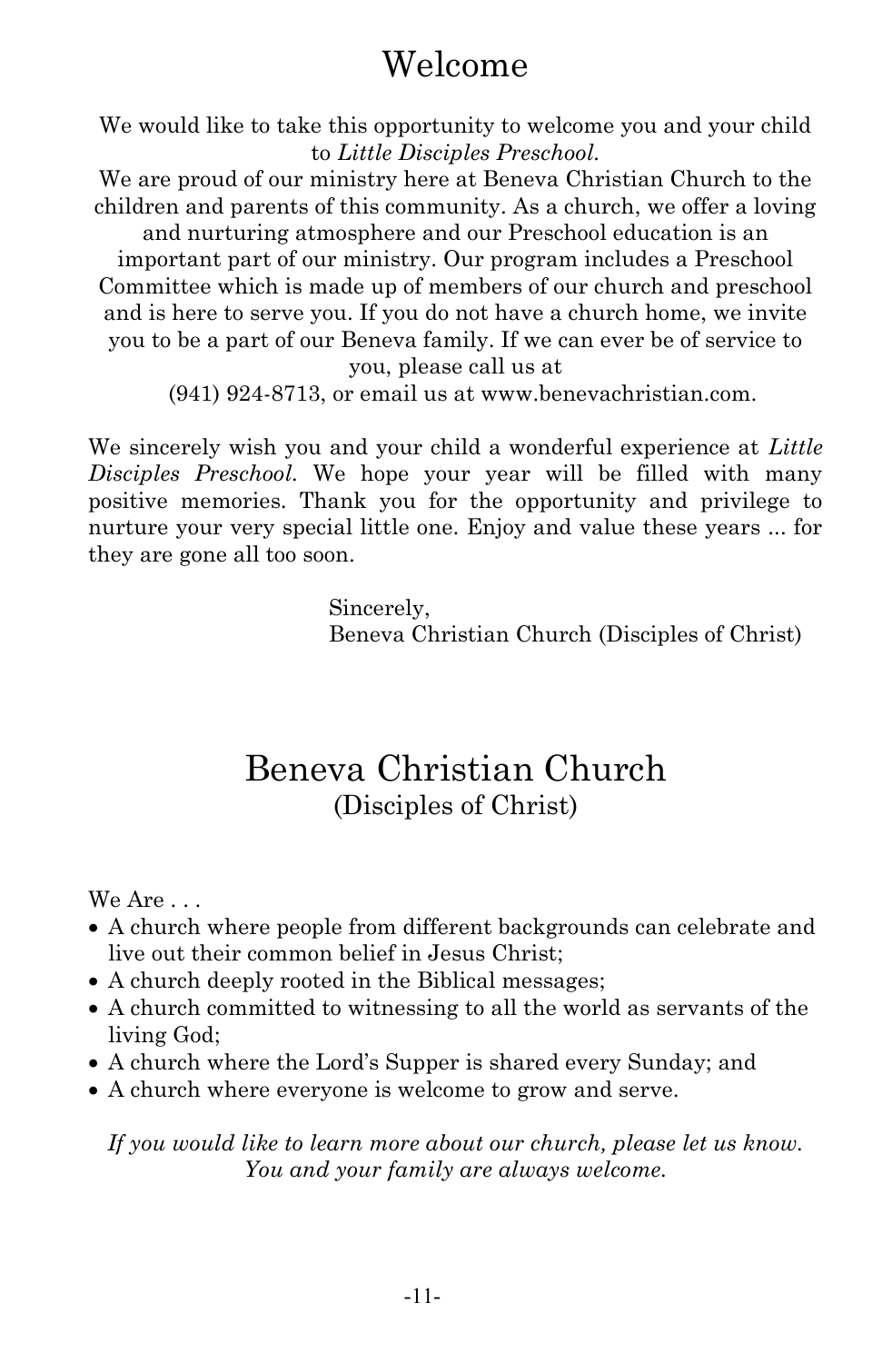# Welcome

We would like to take this opportunity to welcome you and your child to *Little Disciples Preschool.*

We are proud of our ministry here at Beneva Christian Church to the children and parents of this community. As a church, we offer a loving and nurturing atmosphere and our Preschool education is an important part of our ministry. Our program includes a Preschool Committee which is made up of members of our church and preschool and is here to serve you. If you do not have a church home, we invite you to be a part of our Beneva family. If we can ever be of service to you, please call us at (941) 924-8713, or email us at www.benevachristian.com.

We sincerely wish you and your child a wonderful experience at *Little Disciples Preschool.* We hope your year will be filled with many positive memories. Thank you for the opportunity and privilege to nurture your very special little one. Enjoy and value these years ... for they are gone all too soon.

Sincerely,
Beneva Christian Church (Disciples of Christ)

# Beneva Christian Church
## (Disciples of Christ)

We Are . . .

- A church where people from different backgrounds can celebrate and live out their common belief in Jesus Christ;
- A church deeply rooted in the Biblical messages;
- A church committed to witnessing to all the world as servants of the living God;
- A church where the Lord's Supper is shared every Sunday; and
- A church where everyone is welcome to grow and serve.

*If you would like to learn more about our church, please let us know. You and your family are always welcome.*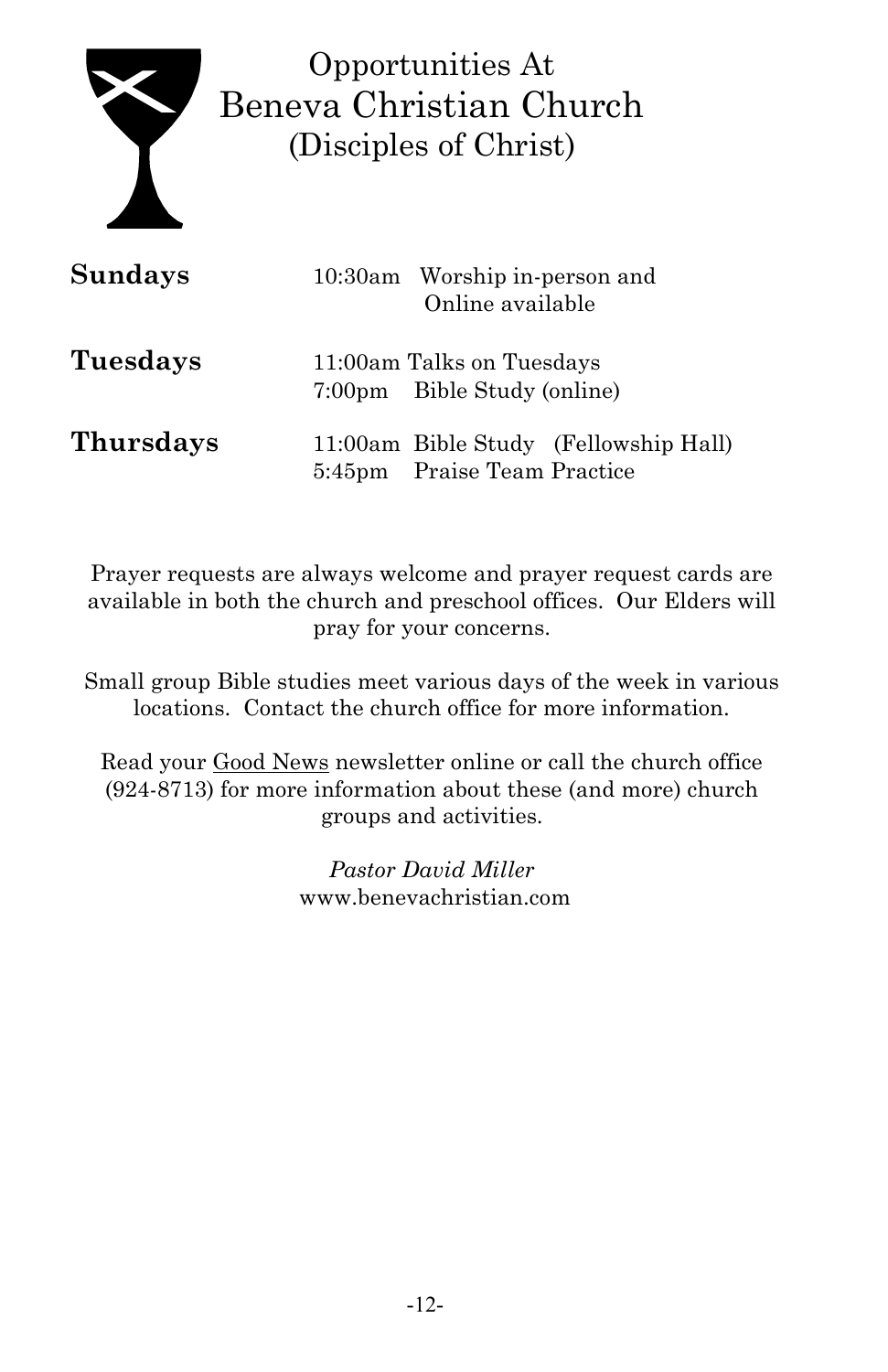# Opportunities At
# Beneva Christian Church
## (Disciples of Christ)

| | | |
|---|---|---|
| **Sundays** | 10:30am | Worship in-person and Online available |
| **Tuesdays** | 11:00am | Talks on Tuesdays |
| | 7:00pm | Bible Study (online) |
| **Thursdays** | 11:00am | Bible Study (Fellowship Hall) |
| | 5:45pm | Praise Team Practice |

Prayer requests are always welcome and prayer request cards are available in both the church and preschool offices. Our Elders will pray for your concerns.

Small group Bible studies meet various days of the week in various locations. Contact the church office for more information.

Read your Good News newsletter online or call the church office (924-8713) for more information about these (and more) church groups and activities.

*Pastor David Miller*
www.benevachristian.com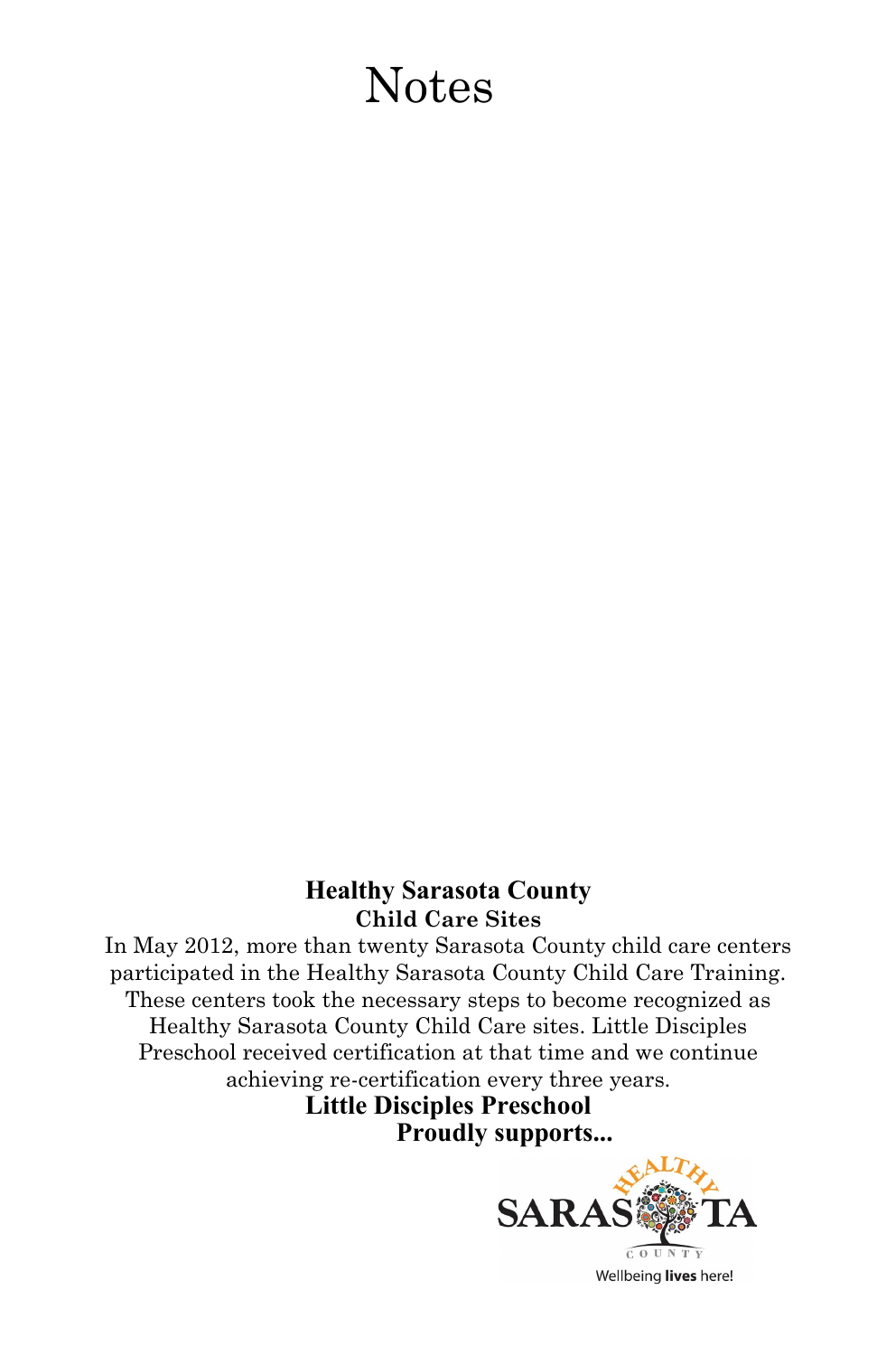# Notes

**Healthy Sarasota County**
**Child Care Sites**

In May 2012, more than twenty Sarasota County child care centers participated in the Healthy Sarasota County Child Care Training. These centers took the necessary steps to become recognized as Healthy Sarasota County Child Care sites. Little Disciples Preschool received certification at that time and we continue achieving re-certification every three years.

**Little Disciples Preschool**
**Proudly supports...**

HEALTHY SARASOTA COUNTY

Wellbeing **lives** here!